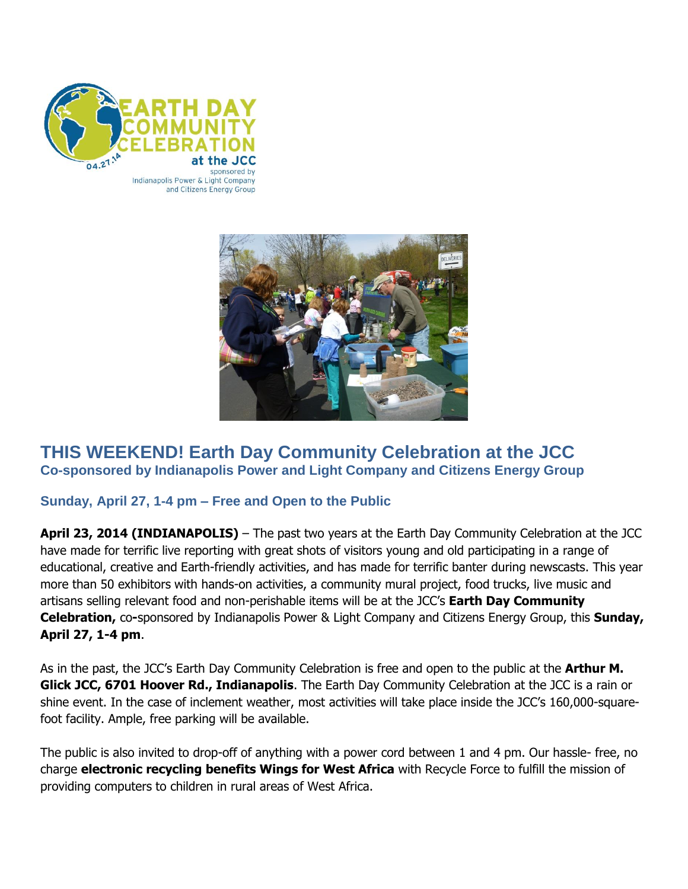# THIS WEEKEND! Earth Day Community Celebration at the JCC

### Co-sponsored by Indianapolis Power and Light Company and Citizens Energy Group

### Sunday, April 27, 1-4 pm – Free and Open to the Public

**April 23, 2014 (INDIANAPOLIS)** – The past two years at the Earth Day Community Celebration at the JCC have made for terrific live reporting with great shots of visitors young and old participating in a range of educational, creative and Earth-friendly activities, and has made for terrific banter during newscasts. This year more than 50 exhibitors with hands-on activities, a community mural project, food trucks, live music and artisans selling relevant food and non-perishable items will be at the JCC's **Earth Day Community Celebration,** co**-**sponsored by Indianapolis Power & Light Company and Citizens Energy Group, this **Sunday, April 27, 1-4 pm**.

As in the past, the JCC's Earth Day Community Celebration is free and open to the public at the **Arthur M. Glick JCC, 6701 Hoover Rd., Indianapolis**. The Earth Day Community Celebration at the JCC is a rain or shine event. In the case of inclement weather, most activities will take place inside the JCC's 160,000-square-foot facility. Ample, free parking will be available.

The public is also invited to drop-off of anything with a power cord between 1 and 4 pm. Our hassle- free, no charge **electronic recycling benefits Wings for West Africa** with Recycle Force to fulfill the mission of providing computers to children in rural areas of West Africa.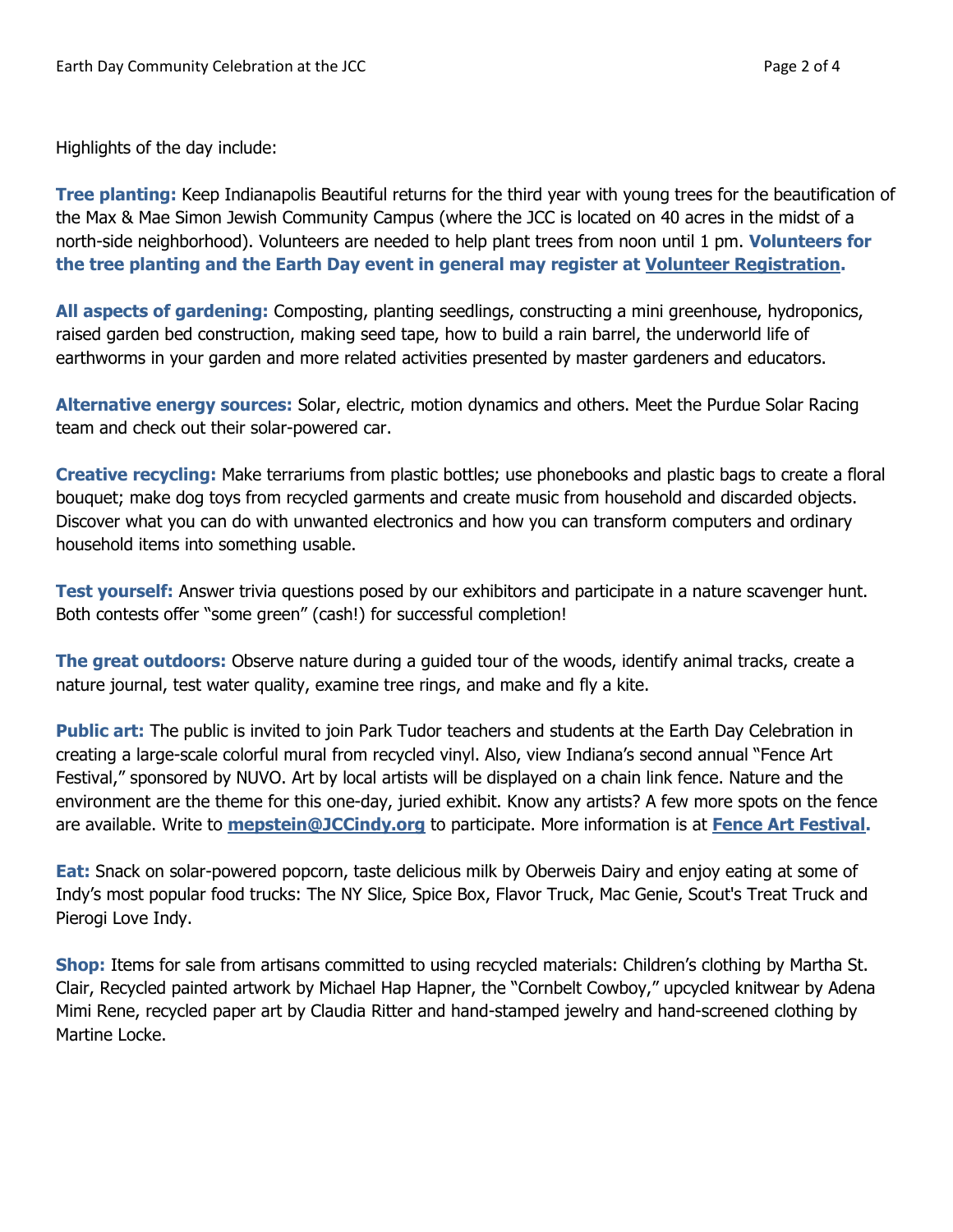Highlights of the day include:

**Tree planting:** Keep Indianapolis Beautiful returns for the third year with young trees for the beautification of the Max & Mae Simon Jewish Community Campus (where the JCC is located on 40 acres in the midst of a north-side neighborhood). Volunteers are needed to help plant trees from noon until 1 pm. **Volunteers for the tree planting and the Earth Day event in general may register at Volunteer Registration.**

**All aspects of gardening:** Composting, planting seedlings, constructing a mini greenhouse, hydroponics, raised garden bed construction, making seed tape, how to build a rain barrel, the underworld life of earthworms in your garden and more related activities presented by master gardeners and educators.

**Alternative energy sources:** Solar, electric, motion dynamics and others. Meet the Purdue Solar Racing team and check out their solar-powered car.

**Creative recycling:** Make terrariums from plastic bottles; use phonebooks and plastic bags to create a floral bouquet; make dog toys from recycled garments and create music from household and discarded objects. Discover what you can do with unwanted electronics and how you can transform computers and ordinary household items into something usable.

**Test yourself:** Answer trivia questions posed by our exhibitors and participate in a nature scavenger hunt. Both contests offer "some green" (cash!) for successful completion!

**The great outdoors:** Observe nature during a guided tour of the woods, identify animal tracks, create a nature journal, test water quality, examine tree rings, and make and fly a kite.

**Public art:** The public is invited to join Park Tudor teachers and students at the Earth Day Celebration in creating a large-scale colorful mural from recycled vinyl. Also, view Indiana's second annual "Fence Art Festival," sponsored by NUVO. Art by local artists will be displayed on a chain link fence. Nature and the environment are the theme for this one-day, juried exhibit. Know any artists? A few more spots on the fence are available. Write to **mepstein@JCCindy.org** to participate. More information is at **Fence Art Festival.**

**Eat:** Snack on solar-powered popcorn, taste delicious milk by Oberweis Dairy and enjoy eating at some of Indy's most popular food trucks: The NY Slice, Spice Box, Flavor Truck, Mac Genie, Scout's Treat Truck and Pierogi Love Indy.

**Shop:** Items for sale from artisans committed to using recycled materials: Children's clothing by Martha St. Clair, Recycled painted artwork by Michael Hap Hapner, the "Cornbelt Cowboy," upcycled knitwear by Adena Mimi Rene, recycled paper art by Claudia Ritter and hand-stamped jewelry and hand-screened clothing by Martine Locke.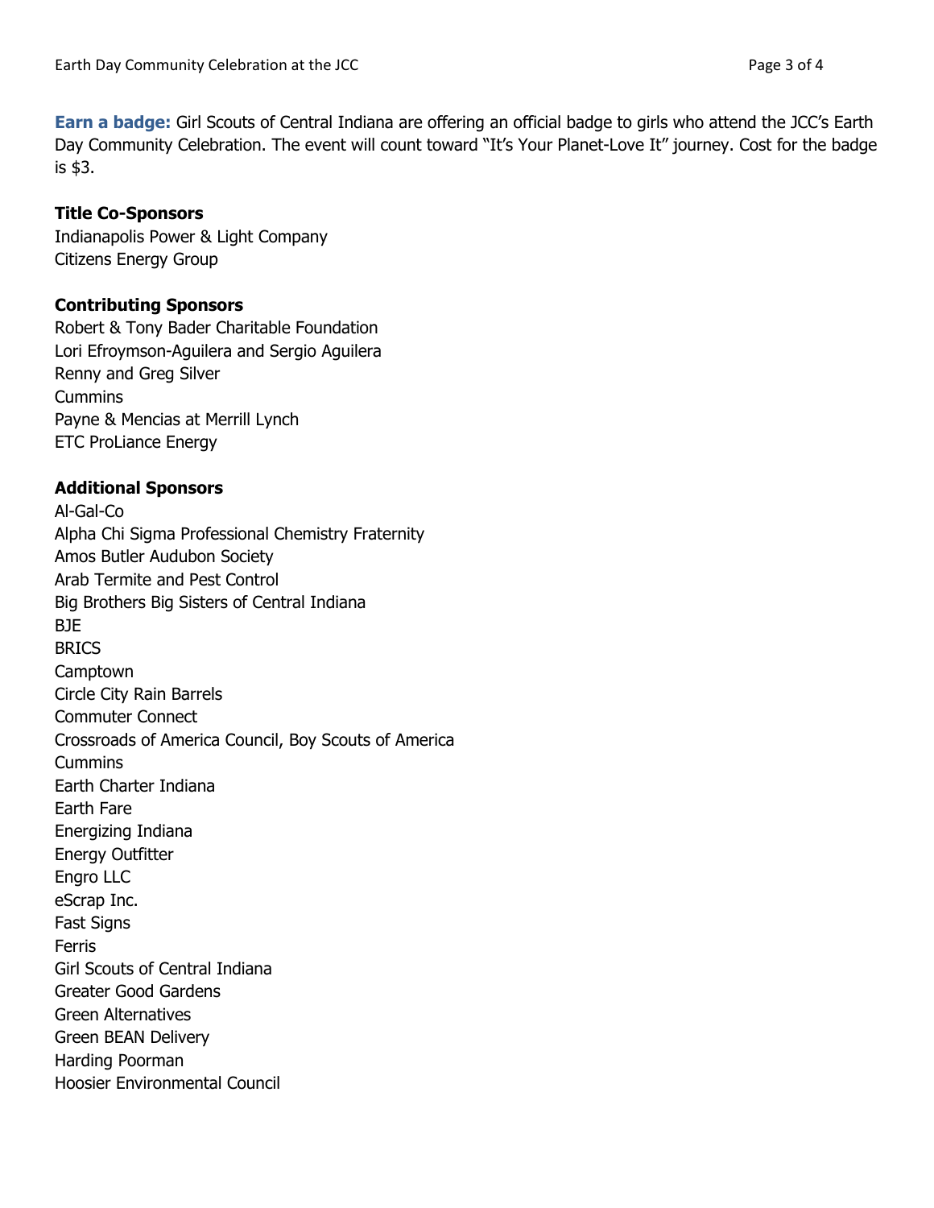**Earn a badge:** Girl Scouts of Central Indiana are offering an official badge to girls who attend the JCC's Earth Day Community Celebration. The event will count toward "It's Your Planet-Love It" journey. Cost for the badge is $3.

**Title Co-Sponsors**

Indianapolis Power & Light Company
Citizens Energy Group

**Contributing Sponsors**

Robert & Tony Bader Charitable Foundation
Lori Efroymson-Aguilera and Sergio Aguilera
Renny and Greg Silver
Cummins
Payne & Mencias at Merrill Lynch
ETC ProLiance Energy

**Additional Sponsors**

Al-Gal-Co
Alpha Chi Sigma Professional Chemistry Fraternity
Amos Butler Audubon Society
Arab Termite and Pest Control
Big Brothers Big Sisters of Central Indiana
BJE
BRICS
Camptown
Circle City Rain Barrels
Commuter Connect
Crossroads of America Council, Boy Scouts of America
Cummins
Earth Charter Indiana
Earth Fare
Energizing Indiana
Energy Outfitter
Engro LLC
eScrap Inc.
Fast Signs
Ferris
Girl Scouts of Central Indiana
Greater Good Gardens
Green Alternatives
Green BEAN Delivery
Harding Poorman
Hoosier Environmental Council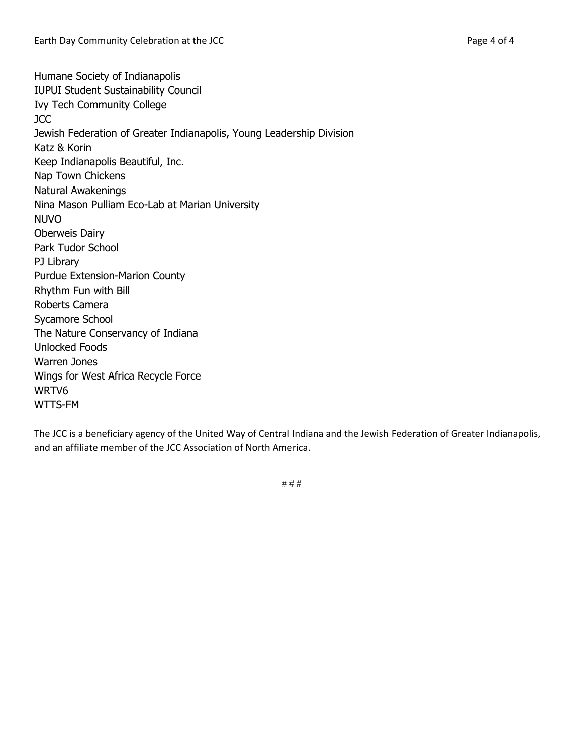Humane Society of Indianapolis
IUPUI Student Sustainability Council
Ivy Tech Community College
JCC
Jewish Federation of Greater Indianapolis, Young Leadership Division
Katz & Korin
Keep Indianapolis Beautiful, Inc.
Nap Town Chickens
Natural Awakenings
Nina Mason Pulliam Eco-Lab at Marian University
NUVO
Oberweis Dairy
Park Tudor School
PJ Library
Purdue Extension-Marion County
Rhythm Fun with Bill
Roberts Camera
Sycamore School
The Nature Conservancy of Indiana
Unlocked Foods
Warren Jones
Wings for West Africa Recycle Force
WRTV6
WTTS-FM

The JCC is a beneficiary agency of the United Way of Central Indiana and the Jewish Federation of Greater Indianapolis, and an affiliate member of the JCC Association of North America.

# # #